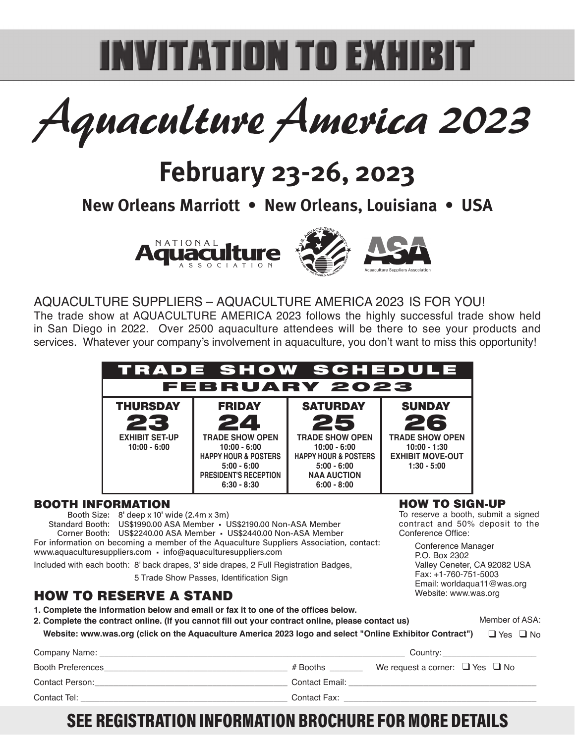# INVITATION TO EXHIBIT

# *Aquaculture America 2023*

## February 23-26, 2023

### New Orleans Marriott • New Orleans, Louisiana • USA

NATIONAL Aquaculture ASSOCIATION

ASA Aquaculture Suppliers Association

AQUACULTURE SUPPLIERS – AQUACULTURE AMERICA 2023 IS FOR YOU!

The trade show at AQUACULTURE AMERICA 2023 follows the highly successful trade show held in San Diego in 2022. Over 2500 aquaculture attendees will be there to see your products and services. Whatever your company's involvement in aquaculture, you don't want to miss this opportunity!

| TRADE SHOW SCHEDULE FEBRUARY 2023 | | | |
|---|---|---|---|
| **THURSDAY 23** | **FRIDAY 24** | **SATURDAY 25** | **SUNDAY 26** |
| **EXHIBIT SET-UP** 10:00 - 6:00 | **TRADE SHOW OPEN** 10:00 - 6:00 **HAPPY HOUR & POSTERS** 5:00 - 6:00 **PRESIDENT'S RECEPTION** 6:30 - 8:30 | **TRADE SHOW OPEN** 10:00 - 6:00 **HAPPY HOUR & POSTERS** 5:00 - 6:00 **NAA AUCTION** 6:00 - 8:00 | **TRADE SHOW OPEN** 10:00 - 1:30 **EXHIBIT MOVE-OUT** 1:30 - 5:00 |

## BOOTH INFORMATION

Booth Size: 8' deep x 10' wide (2.4m x 3m)

Standard Booth: US$1990.00 ASA Member • US$2190.00 Non-ASA Member

Corner Booth: US$2240.00 ASA Member • US$2440.00 Non-ASA Member

For information on becoming a member of the Aquaculture Suppliers Association, contact: www.aquaculturesuppliers.com • info@aquaculturesuppliers.com

Included with each booth: 8' back drapes, 3' side drapes, 2 Full Registration Badges, 5 Trade Show Passes, Identification Sign

## HOW TO SIGN-UP

To reserve a booth, submit a signed contract and 50% deposit to the Conference Office:

Conference Manager
P.O. Box 2302
Valley Ceneter, CA 92082 USA
Fax: +1-760-751-5003
Email: worldaqua11@was.org
Website: www.was.org

## HOW TO RESERVE A STAND

**1. Complete the information below and email or fax it to one of the offices below.**

**2. Complete the contract online. (If you cannot fill out your contract online, please contact us)**

**Website: www.was.org (click on the Aquaculture America 2023 logo and select "Online Exhibitor Contract")**

Member of ASA: ❑ Yes ❑ No

Company Name: ______________________________ Country: ______________

Booth Preferences ______________________________ # Booths _______ We request a corner: ❑ Yes ❑ No

Contact Person: ______________________________ Contact Email: ______________________________

Contact Tel: ______________________________ Contact Fax: ______________________________

## SEE REGISTRATION INFORMATION BROCHURE FOR MORE DETAILS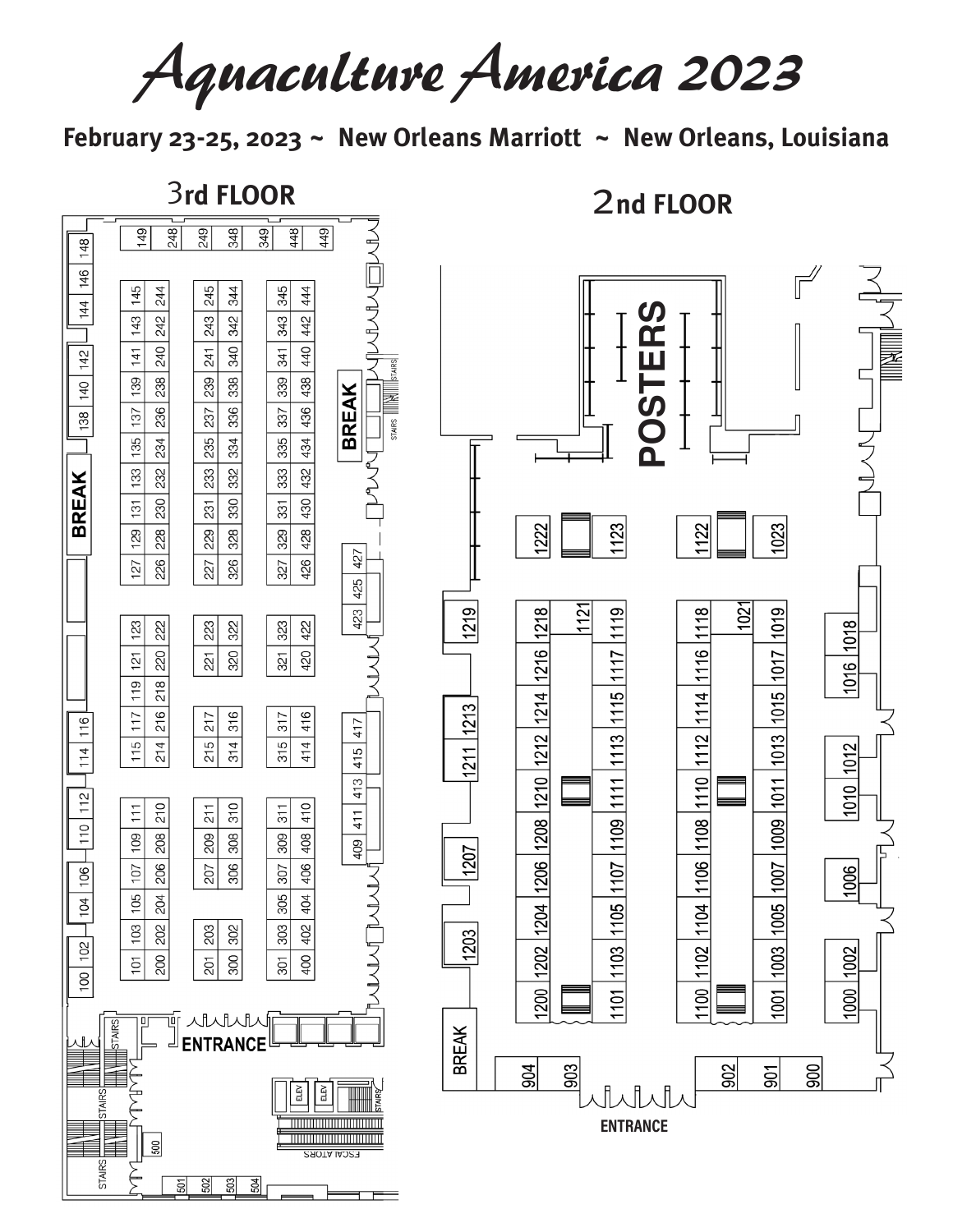# Aquaculture America 2023

**February 23-25, 2023 ~ New Orleans Marriott ~ New Orleans, Louisiana**

## 3rd FLOOR

BREAK

BREAK

ENTRANCE

STAIRS

ELEV

ESCALATORS

100 102 104 106 110 112 114 116 138 140 142 144 146 148

101 103 105 107 109 111 115 117 119 121 123 127 129 131 133 135 137 139 141 143 145 149

200 202 204 206 208 210 214 216 218 220 222 226 228 230 232 234 236 238 240 242 244 248

201 203 207 209 211 215 217 221 223 227 229 231 233 235 237 239 241 243 245 249

300 302 306 308 310 314 316 320 322 326 328 330 332 334 336 338 340 342 344 348

301 303 305 307 309 311 315 317 321 323 327 329 331 333 335 337 339 341 343 345 349

400 402 404 406 408 410 414 416 420 422 426 428 430 432 434 436 438 440 442 444 448

409 411 413 415 417 423 425 427 449

500 501 502 503 504

## 2nd FLOOR

POSTERS

BREAK

ENTRANCE

900 901 902 903 904

1000 1001 1002 1003 1005 1006 1007 1009 1010 1011 1012 1013 1015 1016 1017 1018 1019 1021 1023

1100 1101 1102 1103 1104 1105 1106 1107 1108 1109 1110 1111 1112 1113 1114 1115 1116 1117 1118 1119 1121 1122 1123

1200 1202 1203 1204 1206 1207 1208 1210 1211 1212 1213 1214 1216 1218 1219 1222